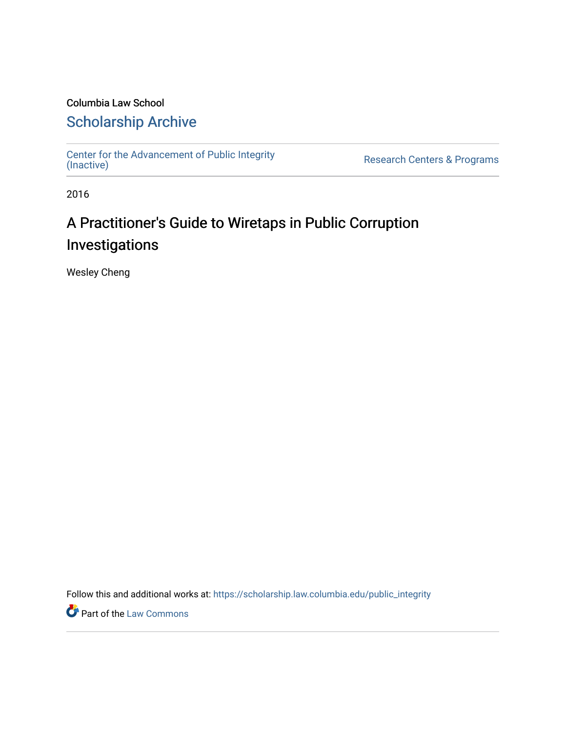Columbia Law School

# Scholarship Archive

Center for the Advancement of Public Integrity (Inactive)

Research Centers & Programs

2016

## A Practitioner's Guide to Wiretaps in Public Corruption Investigations

Wesley Cheng

Follow this and additional works at: https://scholarship.law.columbia.edu/public_integrity

Part of the Law Commons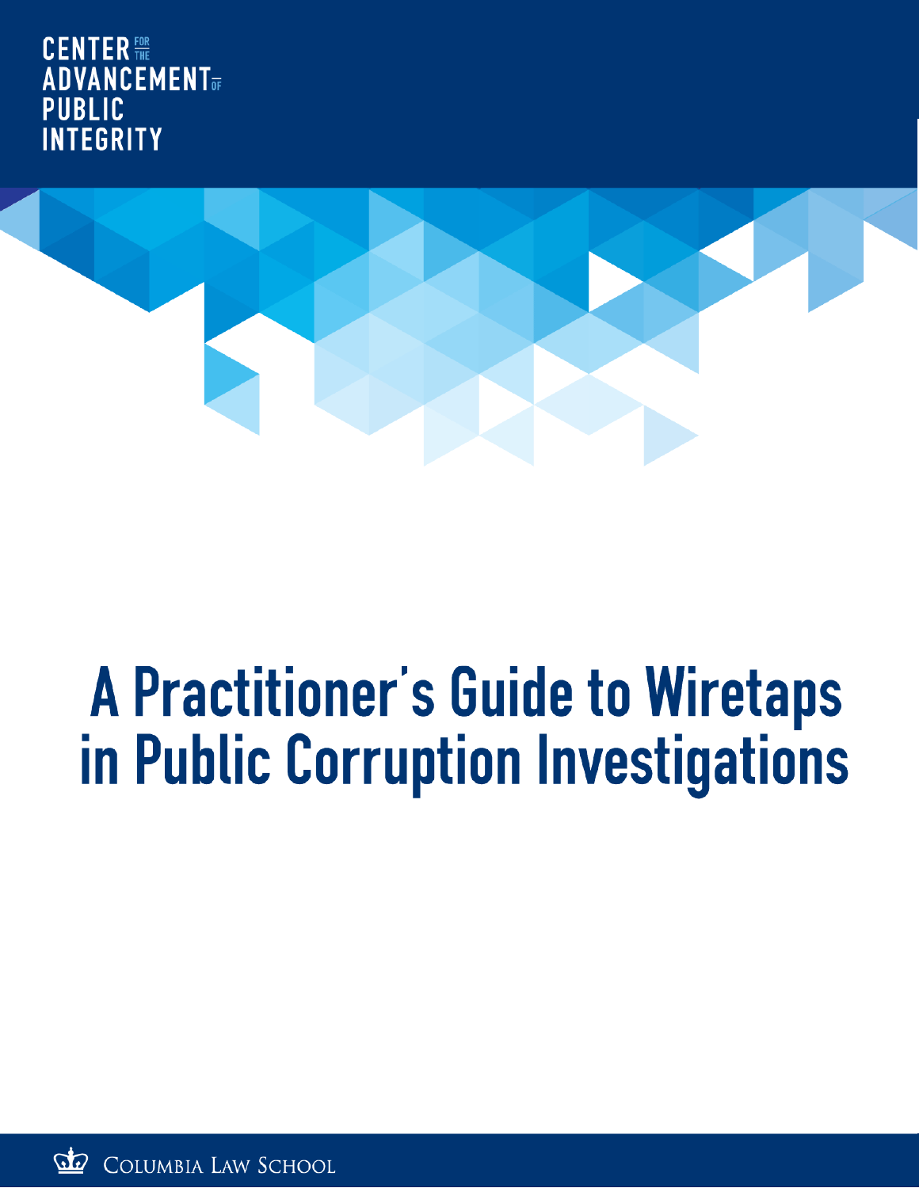CENTER FOR THE ADVANCEMENT OF PUBLIC INTEGRITY

# A Practitioner's Guide to Wiretaps in Public Corruption Investigations

COLUMBIA LAW SCHOOL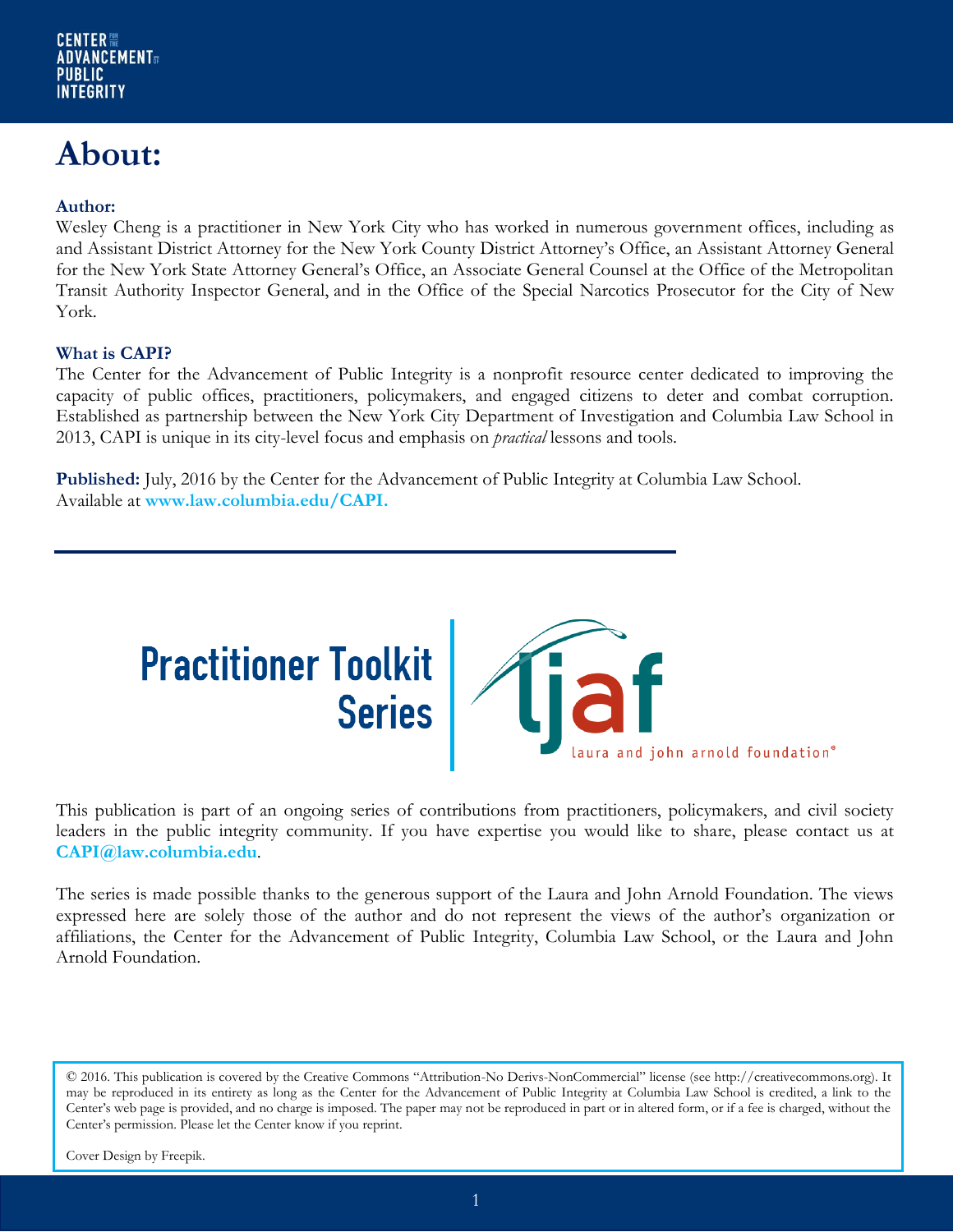# About:

**Author:**
Wesley Cheng is a practitioner in New York City who has worked in numerous government offices, including as and Assistant District Attorney for the New York County District Attorney's Office, an Assistant Attorney General for the New York State Attorney General's Office, an Associate General Counsel at the Office of the Metropolitan Transit Authority Inspector General, and in the Office of the Special Narcotics Prosecutor for the City of New York.

**What is CAPI?**
The Center for the Advancement of Public Integrity is a nonprofit resource center dedicated to improving the capacity of public offices, practitioners, policymakers, and engaged citizens to deter and combat corruption. Established as partnership between the New York City Department of Investigation and Columbia Law School in 2013, CAPI is unique in its city-level focus and emphasis on *practical* lessons and tools.

**Published:** July, 2016 by the Center for the Advancement of Public Integrity at Columbia Law School.
Available at **www.law.columbia.edu/CAPI.**

**Practitioner Toolkit Series**

ljaf laura and john arnold foundation®

This publication is part of an ongoing series of contributions from practitioners, policymakers, and civil society leaders in the public integrity community. If you have expertise you would like to share, please contact us at **CAPI@law.columbia.edu**.

The series is made possible thanks to the generous support of the Laura and John Arnold Foundation. The views expressed here are solely those of the author and do not represent the views of the author's organization or affiliations, the Center for the Advancement of Public Integrity, Columbia Law School, or the Laura and John Arnold Foundation.

© 2016. This publication is covered by the Creative Commons "Attribution-No Derivs-NonCommercial" license (see http://creativecommons.org). It may be reproduced in its entirety as long as the Center for the Advancement of Public Integrity at Columbia Law School is credited, a link to the Center's web page is provided, and no charge is imposed. The paper may not be reproduced in part or in altered form, or if a fee is charged, without the Center's permission. Please let the Center know if you reprint.

Cover Design by Freepik.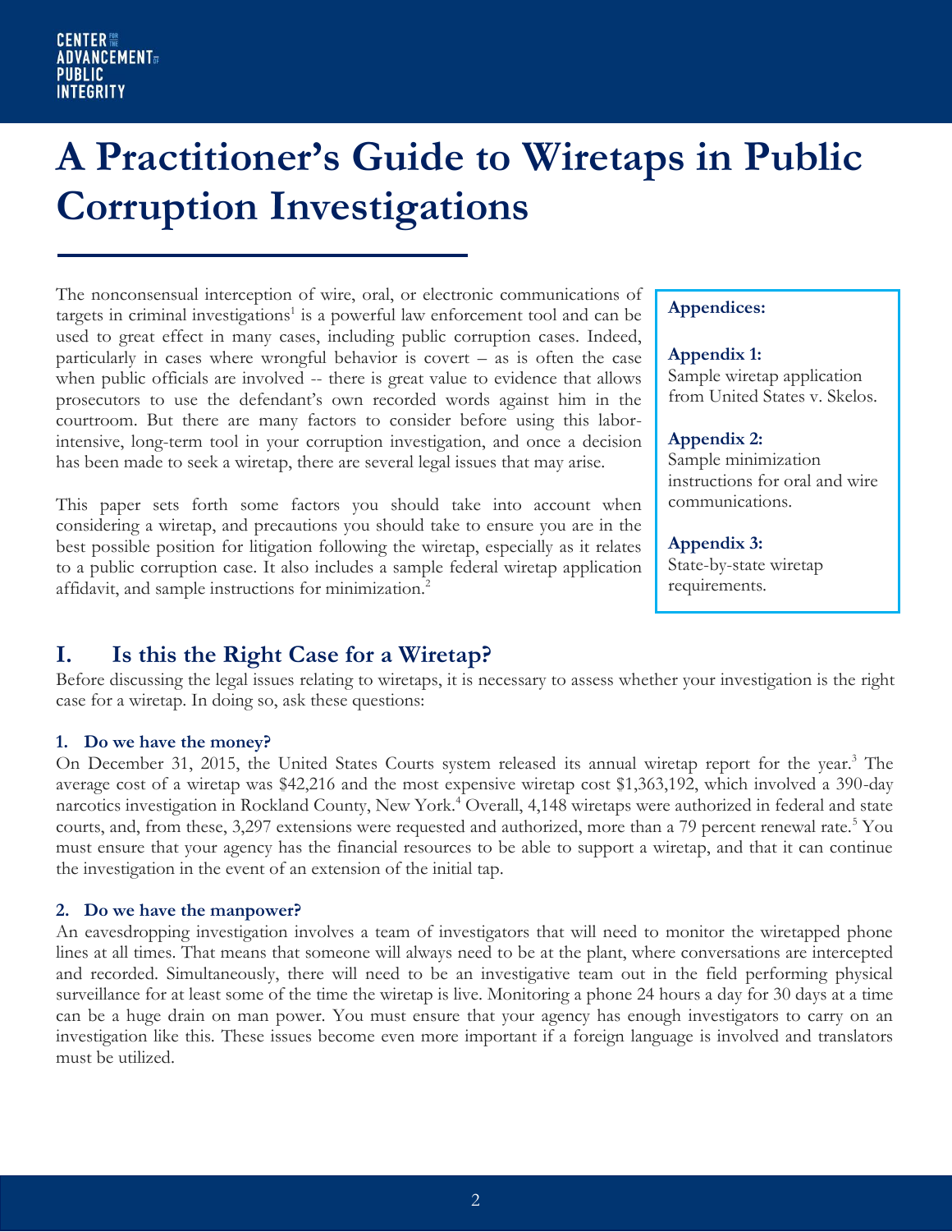# A Practitioner's Guide to Wiretaps in Public Corruption Investigations

The nonconsensual interception of wire, oral, or electronic communications of targets in criminal investigations[1] is a powerful law enforcement tool and can be used to great effect in many cases, including public corruption cases. Indeed, particularly in cases where wrongful behavior is covert – as is often the case when public officials are involved -- there is great value to evidence that allows prosecutors to use the defendant's own recorded words against him in the courtroom. But there are many factors to consider before using this labor-intensive, long-term tool in your corruption investigation, and once a decision has been made to seek a wiretap, there are several legal issues that may arise.

This paper sets forth some factors you should take into account when considering a wiretap, and precautions you should take to ensure you are in the best possible position for litigation following the wiretap, especially as it relates to a public corruption case. It also includes a sample federal wiretap application affidavit, and sample instructions for minimization.[2]

**Appendices:**

**Appendix 1:**
Sample wiretap application from United States v. Skelos.

**Appendix 2:**
Sample minimization instructions for oral and wire communications.

**Appendix 3:**
State-by-state wiretap requirements.

## I. Is this the Right Case for a Wiretap?

Before discussing the legal issues relating to wiretaps, it is necessary to assess whether your investigation is the right case for a wiretap. In doing so, ask these questions:

### 1. Do we have the money?

On December 31, 2015, the United States Courts system released its annual wiretap report for the year.[3] The average cost of a wiretap was $42,216 and the most expensive wiretap cost $1,363,192, which involved a 390-day narcotics investigation in Rockland County, New York.[4] Overall, 4,148 wiretaps were authorized in federal and state courts, and, from these, 3,297 extensions were requested and authorized, more than a 79 percent renewal rate.[5] You must ensure that your agency has the financial resources to be able to support a wiretap, and that it can continue the investigation in the event of an extension of the initial tap.

### 2. Do we have the manpower?

An eavesdropping investigation involves a team of investigators that will need to monitor the wiretapped phone lines at all times. That means that someone will always need to be at the plant, where conversations are intercepted and recorded. Simultaneously, there will need to be an investigative team out in the field performing physical surveillance for at least some of the time the wiretap is live. Monitoring a phone 24 hours a day for 30 days at a time can be a huge drain on man power. You must ensure that your agency has enough investigators to carry on an investigation like this. These issues become even more important if a foreign language is involved and translators must be utilized.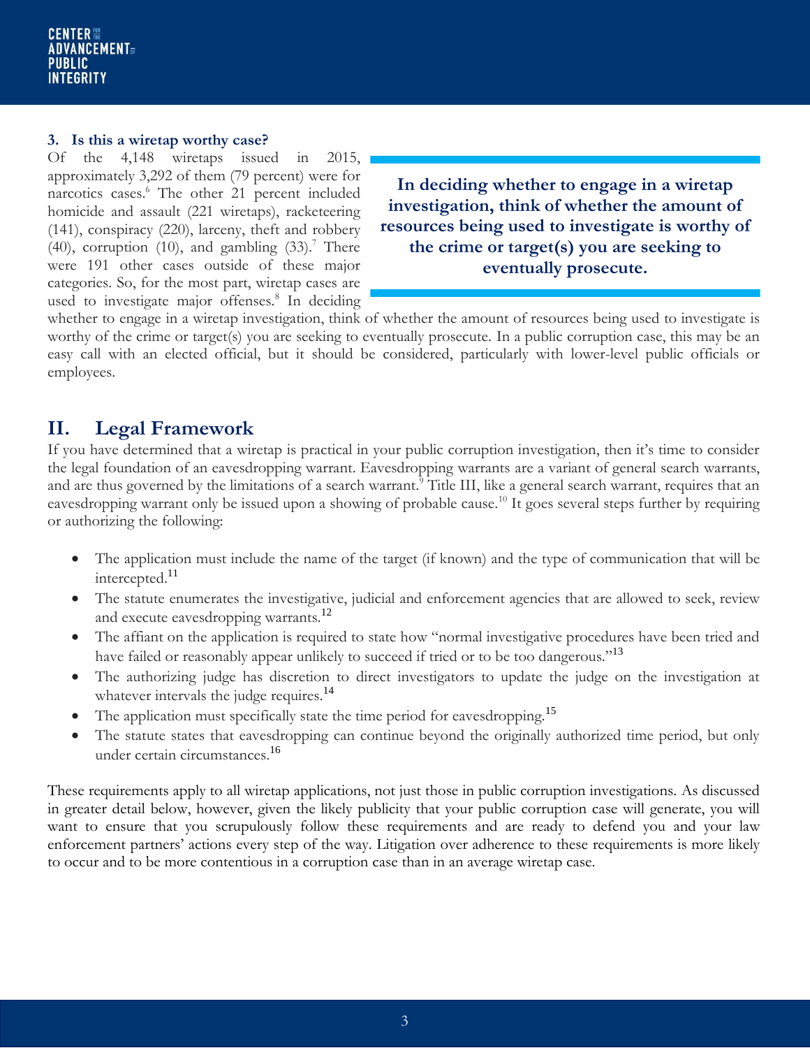### 3. Is this a wiretap worthy case?

Of the 4,148 wiretaps issued in 2015, approximately 3,292 of them (79 percent) were for narcotics cases.[6] The other 21 percent included homicide and assault (221 wiretaps), racketeering (141), conspiracy (220), larceny, theft and robbery (40), corruption (10), and gambling (33).[7] There were 191 other cases outside of these major categories. So, for the most part, wiretap cases are used to investigate major offenses.[8] In deciding whether to engage in a wiretap investigation, think of whether the amount of resources being used to investigate is worthy of the crime or target(s) you are seeking to eventually prosecute. In a public corruption case, this may be an easy call with an elected official, but it should be considered, particularly with lower-level public officials or employees.

> **In deciding whether to engage in a wiretap investigation, think of whether the amount of resources being used to investigate is worthy of the crime or target(s) you are seeking to eventually prosecute.**

## II. Legal Framework

If you have determined that a wiretap is practical in your public corruption investigation, then it's time to consider the legal foundation of an eavesdropping warrant. Eavesdropping warrants are a variant of general search warrants, and are thus governed by the limitations of a search warrant.[9] Title III, like a general search warrant, requires that an eavesdropping warrant only be issued upon a showing of probable cause.[10] It goes several steps further by requiring or authorizing the following:

- The application must include the name of the target (if known) and the type of communication that will be intercepted.[11]
- The statute enumerates the investigative, judicial and enforcement agencies that are allowed to seek, review and execute eavesdropping warrants.[12]
- The affiant on the application is required to state how "normal investigative procedures have been tried and have failed or reasonably appear unlikely to succeed if tried or to be too dangerous."[13]
- The authorizing judge has discretion to direct investigators to update the judge on the investigation at whatever intervals the judge requires.[14]
- The application must specifically state the time period for eavesdropping.[15]
- The statute states that eavesdropping can continue beyond the originally authorized time period, but only under certain circumstances.[16]

These requirements apply to all wiretap applications, not just those in public corruption investigations. As discussed in greater detail below, however, given the likely publicity that your public corruption case will generate, you will want to ensure that you scrupulously follow these requirements and are ready to defend you and your law enforcement partners' actions every step of the way. Litigation over adherence to these requirements is more likely to occur and to be more contentious in a corruption case than in an average wiretap case.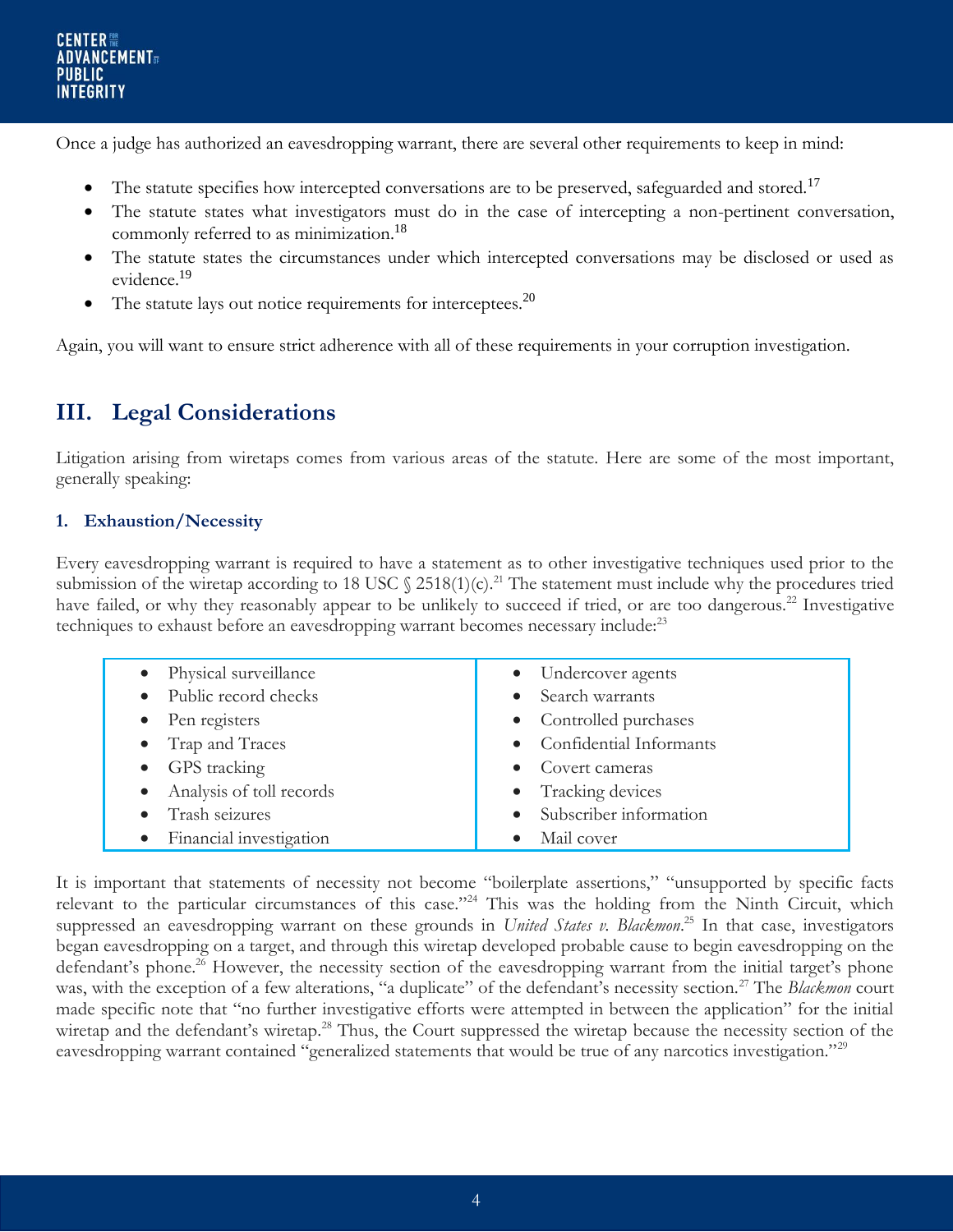Once a judge has authorized an eavesdropping warrant, there are several other requirements to keep in mind:

- The statute specifies how intercepted conversations are to be preserved, safeguarded and stored.[17]
- The statute states what investigators must do in the case of intercepting a non-pertinent conversation, commonly referred to as minimization.[18]
- The statute states the circumstances under which intercepted conversations may be disclosed or used as evidence.[19]
- The statute lays out notice requirements for interceptees.[20]

Again, you will want to ensure strict adherence with all of these requirements in your corruption investigation.

## III. Legal Considerations

Litigation arising from wiretaps comes from various areas of the statute. Here are some of the most important, generally speaking:

### 1. Exhaustion/Necessity

Every eavesdropping warrant is required to have a statement as to other investigative techniques used prior to the submission of the wiretap according to 18 USC § 2518(1)(c).[21] The statement must include why the procedures tried have failed, or why they reasonably appear to be unlikely to succeed if tried, or are too dangerous.[22] Investigative techniques to exhaust before an eavesdropping warrant becomes necessary include:[23]

| | |
|---|---|
| • Physical surveillance | • Undercover agents |
| • Public record checks | • Search warrants |
| • Pen registers | • Controlled purchases |
| • Trap and Traces | • Confidential Informants |
| • GPS tracking | • Covert cameras |
| • Analysis of toll records | • Tracking devices |
| • Trash seizures | • Subscriber information |
| • Financial investigation | • Mail cover |

It is important that statements of necessity not become "boilerplate assertions," "unsupported by specific facts relevant to the particular circumstances of this case."[24] This was the holding from the Ninth Circuit, which suppressed an eavesdropping warrant on these grounds in *United States v. Blackmon*.[25] In that case, investigators began eavesdropping on a target, and through this wiretap developed probable cause to begin eavesdropping on the defendant's phone.[26] However, the necessity section of the eavesdropping warrant from the initial target's phone was, with the exception of a few alterations, "a duplicate" of the defendant's necessity section.[27] The *Blackmon* court made specific note that "no further investigative efforts were attempted in between the application" for the initial wiretap and the defendant's wiretap.[28] Thus, the Court suppressed the wiretap because the necessity section of the eavesdropping warrant contained "generalized statements that would be true of any narcotics investigation."[29]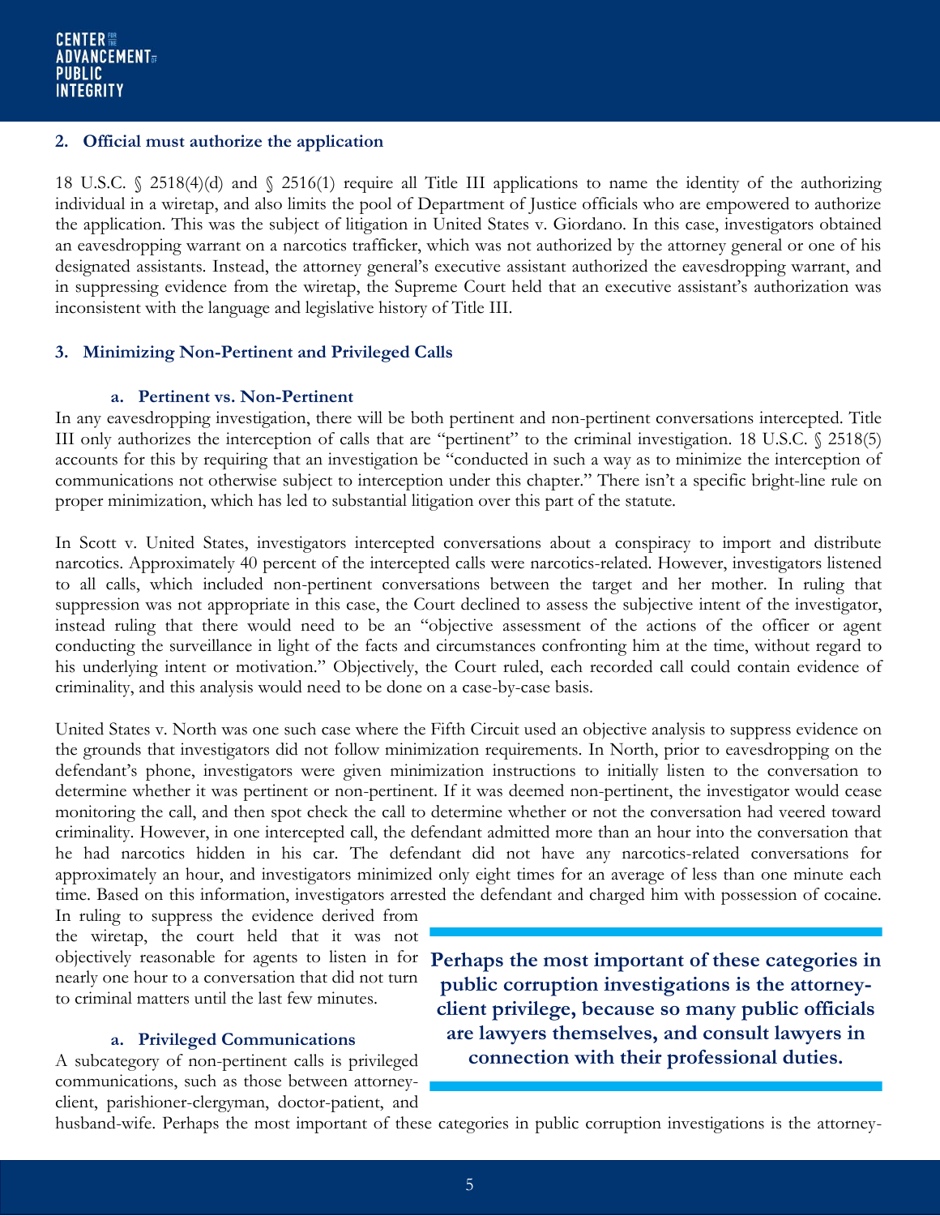## 2. Official must authorize the application

18 U.S.C. § 2518(4)(d) and § 2516(1) require all Title III applications to name the identity of the authorizing individual in a wiretap, and also limits the pool of Department of Justice officials who are empowered to authorize the application. This was the subject of litigation in United States v. Giordano. In this case, investigators obtained an eavesdropping warrant on a narcotics trafficker, which was not authorized by the attorney general or one of his designated assistants. Instead, the attorney general's executive assistant authorized the eavesdropping warrant, and in suppressing evidence from the wiretap, the Supreme Court held that an executive assistant's authorization was inconsistent with the language and legislative history of Title III.

## 3. Minimizing Non-Pertinent and Privileged Calls

### a. Pertinent vs. Non-Pertinent

In any eavesdropping investigation, there will be both pertinent and non-pertinent conversations intercepted. Title III only authorizes the interception of calls that are "pertinent" to the criminal investigation. 18 U.S.C. § 2518(5) accounts for this by requiring that an investigation be "conducted in such a way as to minimize the interception of communications not otherwise subject to interception under this chapter." There isn't a specific bright-line rule on proper minimization, which has led to substantial litigation over this part of the statute.

In Scott v. United States, investigators intercepted conversations about a conspiracy to import and distribute narcotics. Approximately 40 percent of the intercepted calls were narcotics-related. However, investigators listened to all calls, which included non-pertinent conversations between the target and her mother. In ruling that suppression was not appropriate in this case, the Court declined to assess the subjective intent of the investigator, instead ruling that there would need to be an "objective assessment of the actions of the officer or agent conducting the surveillance in light of the facts and circumstances confronting him at the time, without regard to his underlying intent or motivation." Objectively, the Court ruled, each recorded call could contain evidence of criminality, and this analysis would need to be done on a case-by-case basis.

United States v. North was one such case where the Fifth Circuit used an objective analysis to suppress evidence on the grounds that investigators did not follow minimization requirements. In North, prior to eavesdropping on the defendant's phone, investigators were given minimization instructions to initially listen to the conversation to determine whether it was pertinent or non-pertinent. If it was deemed non-pertinent, the investigator would cease monitoring the call, and then spot check the call to determine whether or not the conversation had veered toward criminality. However, in one intercepted call, the defendant admitted more than an hour into the conversation that he had narcotics hidden in his car. The defendant did not have any narcotics-related conversations for approximately an hour, and investigators minimized only eight times for an average of less than one minute each time. Based on this information, investigators arrested the defendant and charged him with possession of cocaine. In ruling to suppress the evidence derived from the wiretap, the court held that it was not objectively reasonable for agents to listen in for nearly one hour to a conversation that did not turn to criminal matters until the last few minutes.

**Perhaps the most important of these categories in public corruption investigations is the attorney-client privilege, because so many public officials are lawyers themselves, and consult lawyers in connection with their professional duties.**

### a. Privileged Communications

A subcategory of non-pertinent calls is privileged communications, such as those between attorney-client, parishioner-clergyman, doctor-patient, and husband-wife. Perhaps the most important of these categories in public corruption investigations is the attorney-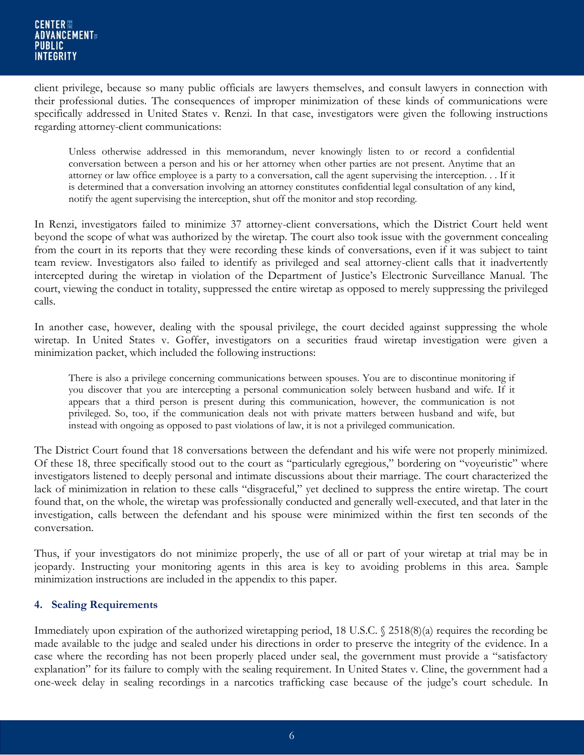client privilege, because so many public officials are lawyers themselves, and consult lawyers in connection with their professional duties. The consequences of improper minimization of these kinds of communications were specifically addressed in United States v. Renzi. In that case, investigators were given the following instructions regarding attorney-client communications:

> Unless otherwise addressed in this memorandum, never knowingly listen to or record a confidential conversation between a person and his or her attorney when other parties are not present. Anytime that an attorney or law office employee is a party to a conversation, call the agent supervising the interception. . . If it is determined that a conversation involving an attorney constitutes confidential legal consultation of any kind, notify the agent supervising the interception, shut off the monitor and stop recording.

In Renzi, investigators failed to minimize 37 attorney-client conversations, which the District Court held went beyond the scope of what was authorized by the wiretap. The court also took issue with the government concealing from the court in its reports that they were recording these kinds of conversations, even if it was subject to taint team review. Investigators also failed to identify as privileged and seal attorney-client calls that it inadvertently intercepted during the wiretap in violation of the Department of Justice's Electronic Surveillance Manual. The court, viewing the conduct in totality, suppressed the entire wiretap as opposed to merely suppressing the privileged calls.

In another case, however, dealing with the spousal privilege, the court decided against suppressing the whole wiretap. In United States v. Goffer, investigators on a securities fraud wiretap investigation were given a minimization packet, which included the following instructions:

> There is also a privilege concerning communications between spouses. You are to discontinue monitoring if you discover that you are intercepting a personal communication solely between husband and wife. If it appears that a third person is present during this communication, however, the communication is not privileged. So, too, if the communication deals not with private matters between husband and wife, but instead with ongoing as opposed to past violations of law, it is not a privileged communication.

The District Court found that 18 conversations between the defendant and his wife were not properly minimized. Of these 18, three specifically stood out to the court as "particularly egregious," bordering on "voyeuristic" where investigators listened to deeply personal and intimate discussions about their marriage. The court characterized the lack of minimization in relation to these calls "disgraceful," yet declined to suppress the entire wiretap. The court found that, on the whole, the wiretap was professionally conducted and generally well-executed, and that later in the investigation, calls between the defendant and his spouse were minimized within the first ten seconds of the conversation.

Thus, if your investigators do not minimize properly, the use of all or part of your wiretap at trial may be in jeopardy. Instructing your monitoring agents in this area is key to avoiding problems in this area. Sample minimization instructions are included in the appendix to this paper.

### 4. Sealing Requirements

Immediately upon expiration of the authorized wiretapping period, 18 U.S.C. § 2518(8)(a) requires the recording be made available to the judge and sealed under his directions in order to preserve the integrity of the evidence. In a case where the recording has not been properly placed under seal, the government must provide a "satisfactory explanation" for its failure to comply with the sealing requirement. In United States v. Cline, the government had a one-week delay in sealing recordings in a narcotics trafficking case because of the judge's court schedule. In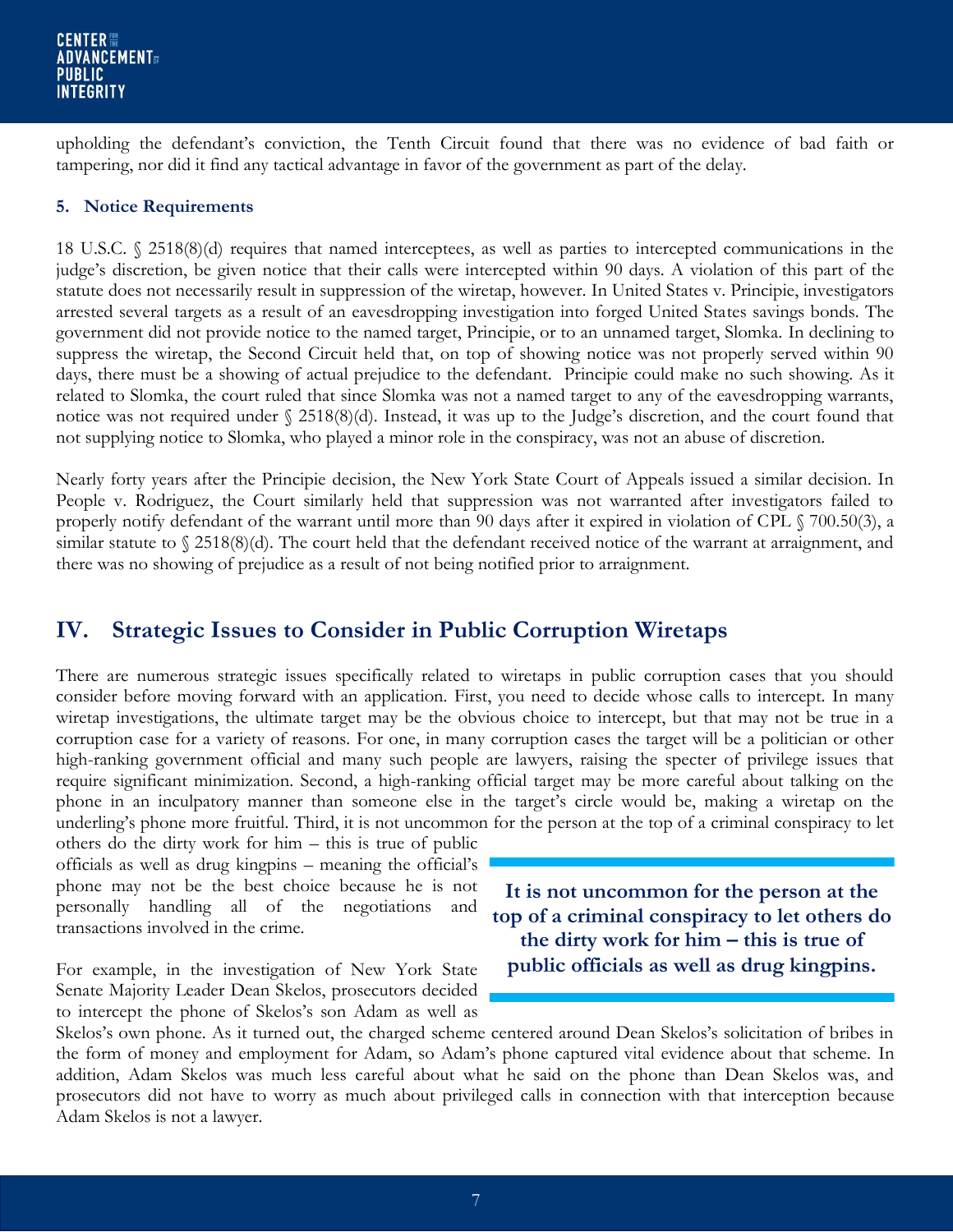upholding the defendant's conviction, the Tenth Circuit found that there was no evidence of bad faith or tampering, nor did it find any tactical advantage in favor of the government as part of the delay.

#### 5. Notice Requirements

18 U.S.C. § 2518(8)(d) requires that named interceptees, as well as parties to intercepted communications in the judge's discretion, be given notice that their calls were intercepted within 90 days. A violation of this part of the statute does not necessarily result in suppression of the wiretap, however. In United States v. Principie, investigators arrested several targets as a result of an eavesdropping investigation into forged United States savings bonds. The government did not provide notice to the named target, Principie, or to an unnamed target, Slomka. In declining to suppress the wiretap, the Second Circuit held that, on top of showing notice was not properly served within 90 days, there must be a showing of actual prejudice to the defendant. Principie could make no such showing. As it related to Slomka, the court ruled that since Slomka was not a named target to any of the eavesdropping warrants, notice was not required under § 2518(8)(d). Instead, it was up to the Judge's discretion, and the court found that not supplying notice to Slomka, who played a minor role in the conspiracy, was not an abuse of discretion.

Nearly forty years after the Principie decision, the New York State Court of Appeals issued a similar decision. In People v. Rodriguez, the Court similarly held that suppression was not warranted after investigators failed to properly notify defendant of the warrant until more than 90 days after it expired in violation of CPL § 700.50(3), a similar statute to § 2518(8)(d). The court held that the defendant received notice of the warrant at arraignment, and there was no showing of prejudice as a result of not being notified prior to arraignment.

## IV. Strategic Issues to Consider in Public Corruption Wiretaps

There are numerous strategic issues specifically related to wiretaps in public corruption cases that you should consider before moving forward with an application. First, you need to decide whose calls to intercept. In many wiretap investigations, the ultimate target may be the obvious choice to intercept, but that may not be true in a corruption case for a variety of reasons. For one, in many corruption cases the target will be a politician or other high-ranking government official and many such people are lawyers, raising the specter of privilege issues that require significant minimization. Second, a high-ranking official target may be more careful about talking on the phone in an inculpatory manner than someone else in the target's circle would be, making a wiretap on the underling's phone more fruitful. Third, it is not uncommon for the person at the top of a criminal conspiracy to let others do the dirty work for him – this is true of public officials as well as drug kingpins – meaning the official's phone may not be the best choice because he is not personally handling all of the negotiations and transactions involved in the crime.

> **It is not uncommon for the person at the top of a criminal conspiracy to let others do the dirty work for him – this is true of public officials as well as drug kingpins.**

For example, in the investigation of New York State Senate Majority Leader Dean Skelos, prosecutors decided to intercept the phone of Skelos's son Adam as well as Skelos's own phone. As it turned out, the charged scheme centered around Dean Skelos's solicitation of bribes in the form of money and employment for Adam, so Adam's phone captured vital evidence about that scheme. In addition, Adam Skelos was much less careful about what he said on the phone than Dean Skelos was, and prosecutors did not have to worry as much about privileged calls in connection with that interception because Adam Skelos is not a lawyer.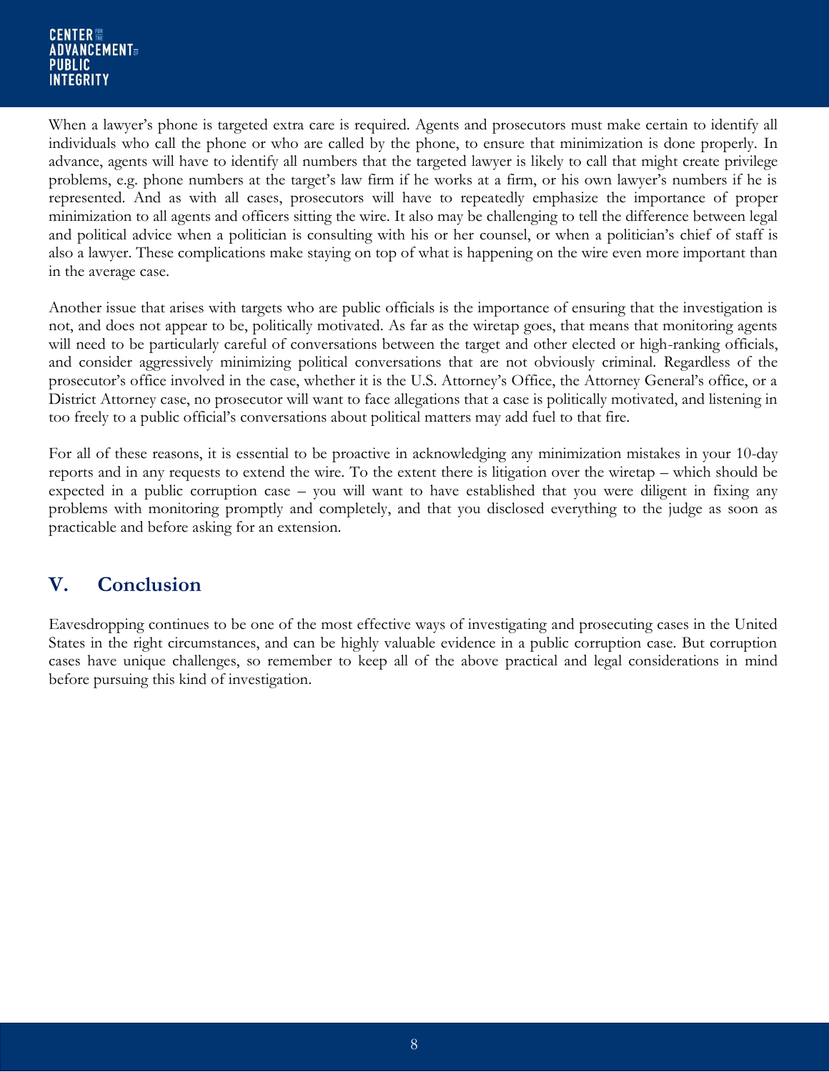When a lawyer's phone is targeted extra care is required. Agents and prosecutors must make certain to identify all individuals who call the phone or who are called by the phone, to ensure that minimization is done properly. In advance, agents will have to identify all numbers that the targeted lawyer is likely to call that might create privilege problems, e.g. phone numbers at the target's law firm if he works at a firm, or his own lawyer's numbers if he is represented. And as with all cases, prosecutors will have to repeatedly emphasize the importance of proper minimization to all agents and officers sitting the wire. It also may be challenging to tell the difference between legal and political advice when a politician is consulting with his or her counsel, or when a politician's chief of staff is also a lawyer. These complications make staying on top of what is happening on the wire even more important than in the average case.

Another issue that arises with targets who are public officials is the importance of ensuring that the investigation is not, and does not appear to be, politically motivated. As far as the wiretap goes, that means that monitoring agents will need to be particularly careful of conversations between the target and other elected or high-ranking officials, and consider aggressively minimizing political conversations that are not obviously criminal. Regardless of the prosecutor's office involved in the case, whether it is the U.S. Attorney's Office, the Attorney General's office, or a District Attorney case, no prosecutor will want to face allegations that a case is politically motivated, and listening in too freely to a public official's conversations about political matters may add fuel to that fire.

For all of these reasons, it is essential to be proactive in acknowledging any minimization mistakes in your 10-day reports and in any requests to extend the wire. To the extent there is litigation over the wiretap – which should be expected in a public corruption case – you will want to have established that you were diligent in fixing any problems with monitoring promptly and completely, and that you disclosed everything to the judge as soon as practicable and before asking for an extension.

## V. Conclusion

Eavesdropping continues to be one of the most effective ways of investigating and prosecuting cases in the United States in the right circumstances, and can be highly valuable evidence in a public corruption case. But corruption cases have unique challenges, so remember to keep all of the above practical and legal considerations in mind before pursuing this kind of investigation.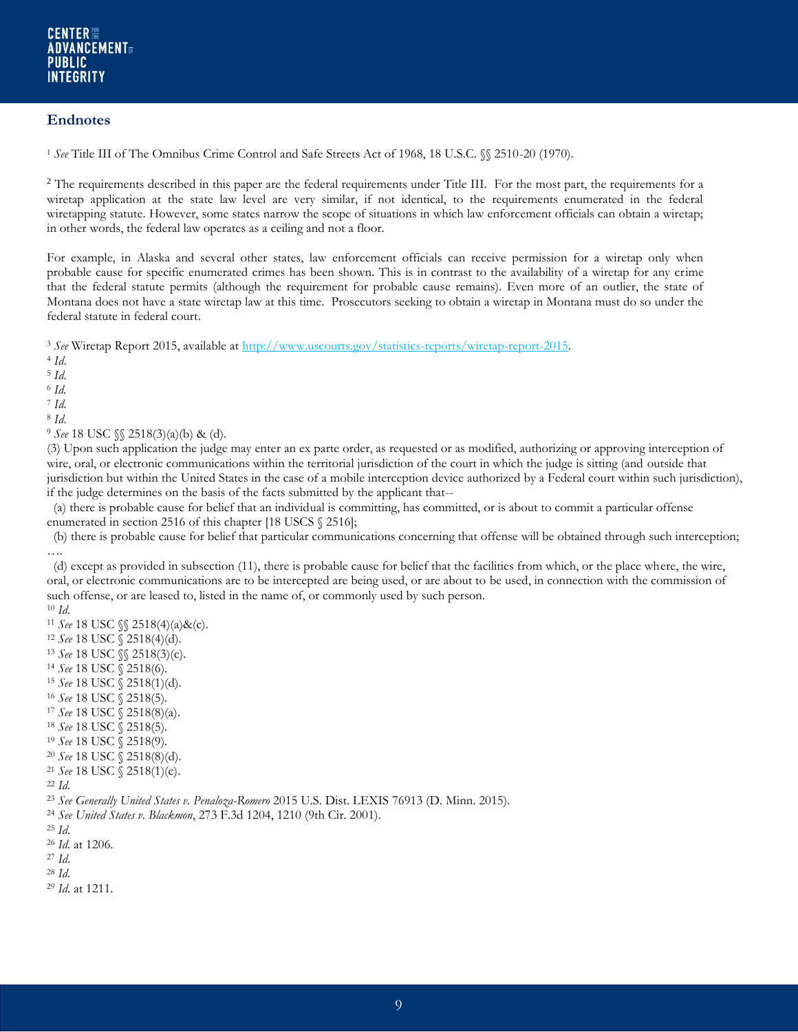## Endnotes

[1] *See* Title III of The Omnibus Crime Control and Safe Streets Act of 1968, 18 U.S.C. §§ 2510-20 (1970).

[2] The requirements described in this paper are the federal requirements under Title III. For the most part, the requirements for a wiretap application at the state law level are very similar, if not identical, to the requirements enumerated in the federal wiretapping statute. However, some states narrow the scope of situations in which law enforcement officials can obtain a wiretap; in other words, the federal law operates as a ceiling and not a floor.

For example, in Alaska and several other states, law enforcement officials can receive permission for a wiretap only when probable cause for specific enumerated crimes has been shown. This is in contrast to the availability of a wiretap for any crime that the federal statute permits (although the requirement for probable cause remains). Even more of an outlier, the state of Montana does not have a state wiretap law at this time. Prosecutors seeking to obtain a wiretap in Montana must do so under the federal statute in federal court.

[3] *See* Wiretap Report 2015, available at http://www.uscourts.gov/statistics-reports/wiretap-report-2015.
[4] *Id.*
[5] *Id.*
[6] *Id.*
[7] *Id.*
[8] *Id.*
[9] *See* 18 USC §§ 2518(3)(a)(b) & (d).
(3) Upon such application the judge may enter an ex parte order, as requested or as modified, authorizing or approving interception of wire, oral, or electronic communications within the territorial jurisdiction of the court in which the judge is sitting (and outside that jurisdiction but within the United States in the case of a mobile interception device authorized by a Federal court within such jurisdiction), if the judge determines on the basis of the facts submitted by the applicant that--
(a) there is probable cause for belief that an individual is committing, has committed, or is about to commit a particular offense enumerated in section 2516 of this chapter [18 USCS § 2516];
(b) there is probable cause for belief that particular communications concerning that offense will be obtained through such interception;
….
(d) except as provided in subsection (11), there is probable cause for belief that the facilities from which, or the place where, the wire, oral, or electronic communications are to be intercepted are being used, or are about to be used, in connection with the commission of such offense, or are leased to, listed in the name of, or commonly used by such person.
[10] *Id.*
[11] *See* 18 USC §§ 2518(4)(a)&(c).
[12] *See* 18 USC § 2518(4)(d).
[13] *See* 18 USC §§ 2518(3)(c).
[14] *See* 18 USC § 2518(6).
[15] *See* 18 USC § 2518(1)(d).
[16] *See* 18 USC § 2518(5).
[17] *See* 18 USC § 2518(8)(a).
[18] *See* 18 USC § 2518(5).
[19] *See* 18 USC § 2518(9).
[20] *See* 18 USC § 2518(8)(d).
[21] *See* 18 USC § 2518(1)(c).
[22] *Id.*
[23] *See Generally United States v. Penaloza-Romero* 2015 U.S. Dist. LEXIS 76913 (D. Minn. 2015).
[24] *See United States v. Blackmon*, 273 F.3d 1204, 1210 (9th Cir. 2001).
[25] *Id.*
[26] *Id.* at 1206.
[27] *Id.*
[28] *Id.*
[29] *Id.* at 1211.